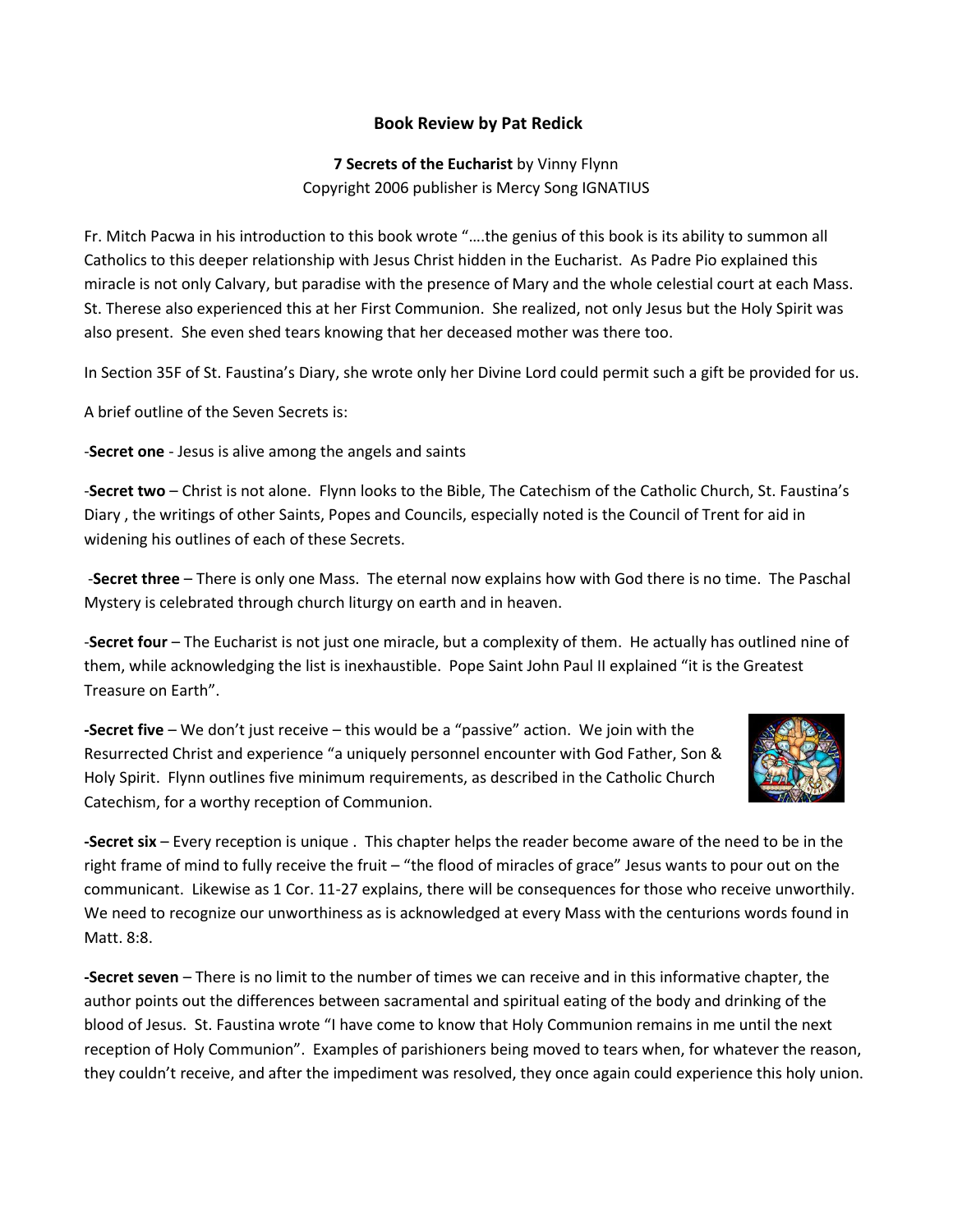**Book Review by Pat Redick**

**7 Secrets of the Eucharist** by Vinny Flynn
Copyright 2006 publisher is Mercy Song IGNATIUS

Fr. Mitch Pacwa in his introduction to this book wrote "….the genius of this book is its ability to summon all Catholics to this deeper relationship with Jesus Christ hidden in the Eucharist. As Padre Pio explained this miracle is not only Calvary, but paradise with the presence of Mary and the whole celestial court at each Mass. St. Therese also experienced this at her First Communion. She realized, not only Jesus but the Holy Spirit was also present. She even shed tears knowing that her deceased mother was there too.

In Section 35F of St. Faustina's Diary, she wrote only her Divine Lord could permit such a gift be provided for us.

A brief outline of the Seven Secrets is:

-**Secret one** - Jesus is alive among the angels and saints

-**Secret two** – Christ is not alone. Flynn looks to the Bible, The Catechism of the Catholic Church, St. Faustina's Diary , the writings of other Saints, Popes and Councils, especially noted is the Council of Trent for aid in widening his outlines of each of these Secrets.

-**Secret three** – There is only one Mass. The eternal now explains how with God there is no time. The Paschal Mystery is celebrated through church liturgy on earth and in heaven.

-**Secret four** – The Eucharist is not just one miracle, but a complexity of them. He actually has outlined nine of them, while acknowledging the list is inexhaustible. Pope Saint John Paul II explained "it is the Greatest Treasure on Earth".

**-Secret five** – We don't just receive – this would be a "passive" action. We join with the Resurrected Christ and experience "a uniquely personnel encounter with God Father, Son & Holy Spirit. Flynn outlines five minimum requirements, as described in the Catholic Church Catechism, for a worthy reception of Communion.

**-Secret six** – Every reception is unique . This chapter helps the reader become aware of the need to be in the right frame of mind to fully receive the fruit – "the flood of miracles of grace" Jesus wants to pour out on the communicant. Likewise as 1 Cor. 11-27 explains, there will be consequences for those who receive unworthily. We need to recognize our unworthiness as is acknowledged at every Mass with the centurions words found in Matt. 8:8.

**-Secret seven** – There is no limit to the number of times we can receive and in this informative chapter, the author points out the differences between sacramental and spiritual eating of the body and drinking of the blood of Jesus. St. Faustina wrote "I have come to know that Holy Communion remains in me until the next reception of Holy Communion". Examples of parishioners being moved to tears when, for whatever the reason, they couldn't receive, and after the impediment was resolved, they once again could experience this holy union.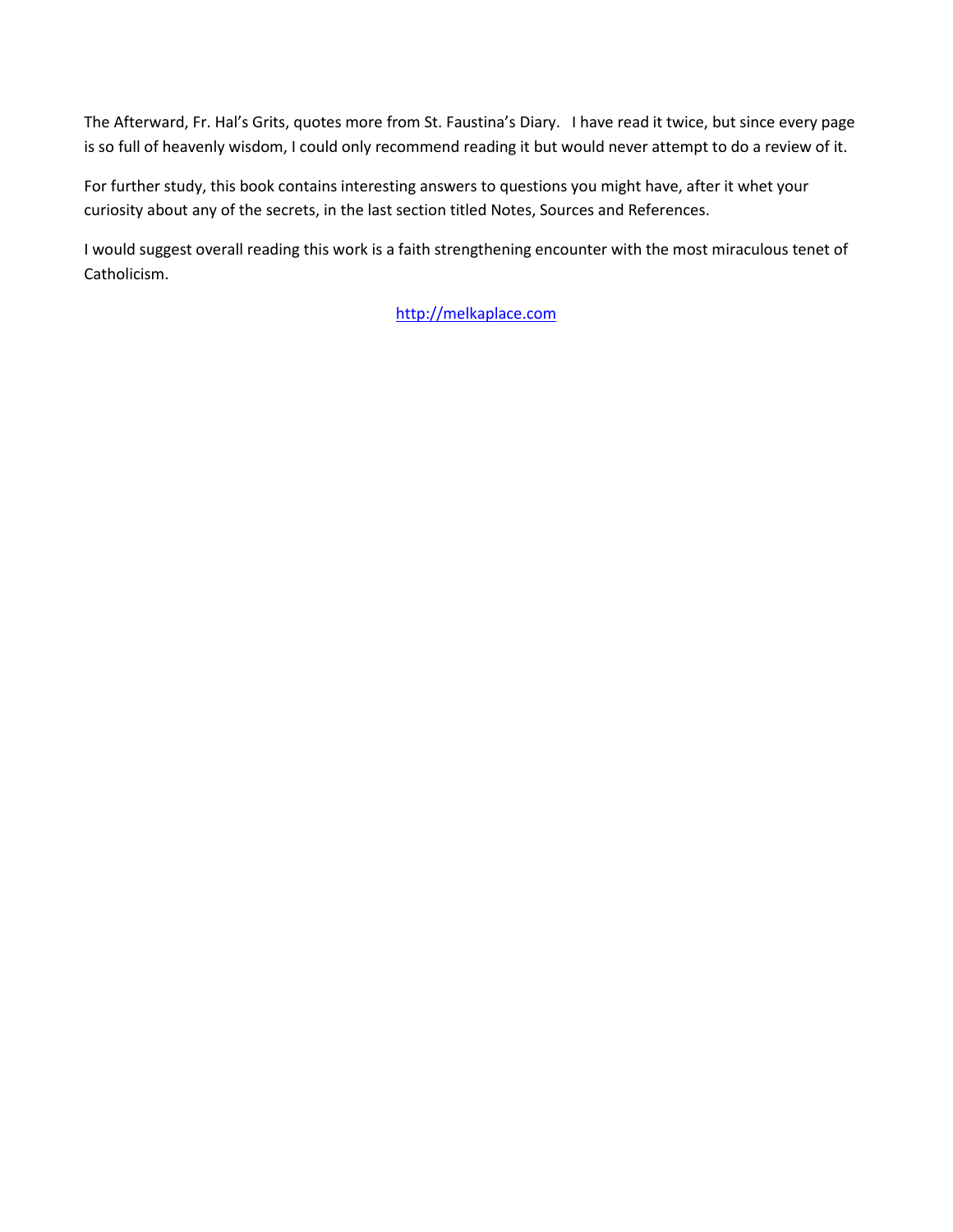The Afterward, Fr. Hal's Grits, quotes more from St. Faustina's Diary.   I have read it twice, but since every page is so full of heavenly wisdom, I could only recommend reading it but would never attempt to do a review of it.

For further study, this book contains interesting answers to questions you might have, after it whet your curiosity about any of the secrets, in the last section titled Notes, Sources and References.

I would suggest overall reading this work is a faith strengthening encounter with the most miraculous tenet of Catholicism.

http://melkaplace.com